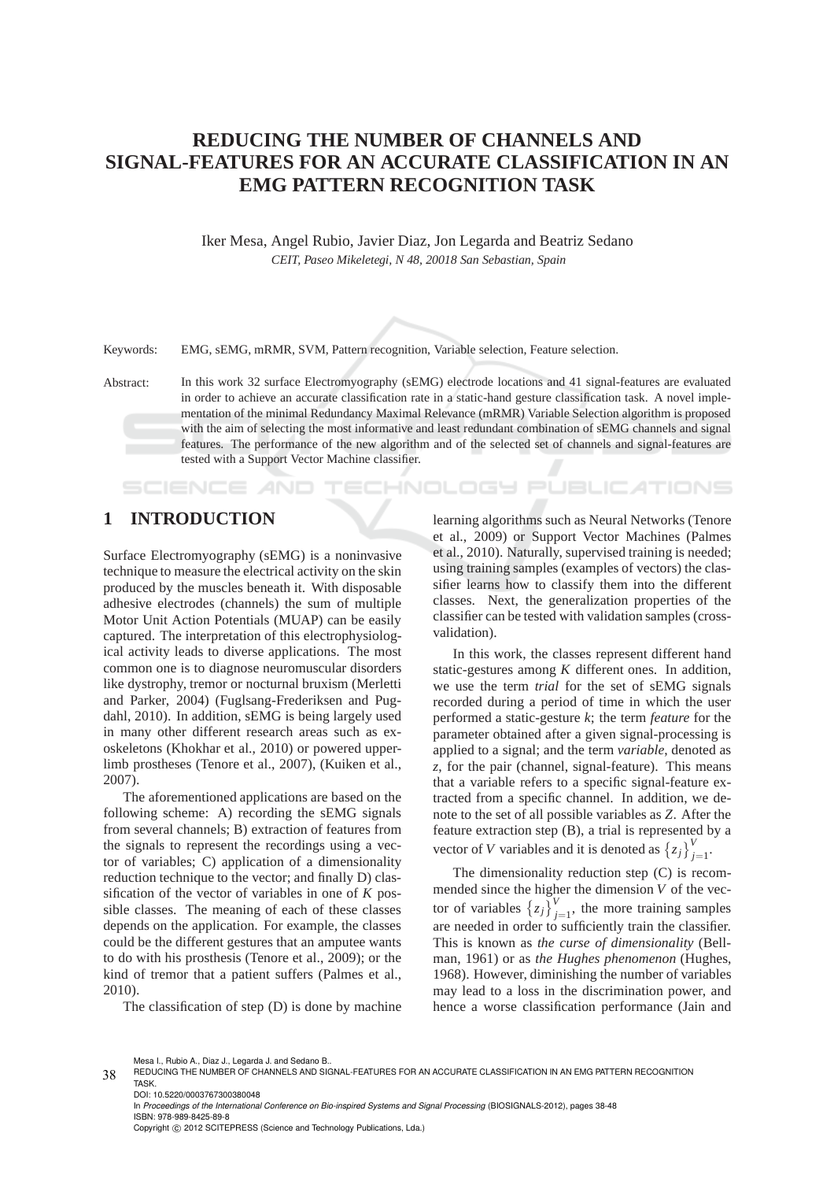# REDUCING THE NUMBER OF CHANNELS AND SIGNAL-FEATURES FOR AN ACCURATE CLASSIFICATION IN AN EMG PATTERN RECOGNITION TASK

Iker Mesa, Angel Rubio, Javier Diaz, Jon Legarda and Beatriz Sedano

*CEIT, Paseo Mikeletegi, N 48, 20018 San Sebastian, Spain*

Keywords: EMG, sEMG, mRMR, SVM, Pattern recognition, Variable selection, Feature selection.

Abstract: In this work 32 surface Electromyography (sEMG) electrode locations and 41 signal-features are evaluated in order to achieve an accurate classification rate in a static-hand gesture classification task. A novel implementation of the minimal Redundancy Maximal Relevance (mRMR) Variable Selection algorithm is proposed with the aim of selecting the most informative and least redundant combination of sEMG channels and signal features. The performance of the new algorithm and of the selected set of channels and signal-features are tested with a Support Vector Machine classifier.

## 1 INTRODUCTION

Surface Electromyography (sEMG) is a noninvasive technique to measure the electrical activity on the skin produced by the muscles beneath it. With disposable adhesive electrodes (channels) the sum of multiple Motor Unit Action Potentials (MUAP) can be easily captured. The interpretation of this electrophysiological activity leads to diverse applications. The most common one is to diagnose neuromuscular disorders like dystrophy, tremor or nocturnal bruxism (Merletti and Parker, 2004) (Fuglsang-Frederiksen and Pugdahl, 2010). In addition, sEMG is being largely used in many other different research areas such as exoskeletons (Khokhar et al., 2010) or powered upper-limb prostheses (Tenore et al., 2007), (Kuiken et al., 2007).

The aforementioned applications are based on the following scheme: A) recording the sEMG signals from several channels; B) extraction of features from the signals to represent the recordings using a vector of variables; C) application of a dimensionality reduction technique to the vector; and finally D) classification of the vector of variables in one of $K$ possible classes. The meaning of each of these classes depends on the application. For example, the classes could be the different gestures that an amputee wants to do with his prosthesis (Tenore et al., 2009); or the kind of tremor that a patient suffers (Palmes et al., 2010).

The classification of step (D) is done by machine learning algorithms such as Neural Networks (Tenore et al., 2009) or Support Vector Machines (Palmes et al., 2010). Naturally, supervised training is needed; using training samples (examples of vectors) the classifier learns how to classify them into the different classes. Next, the generalization properties of the classifier can be tested with validation samples (cross-validation).

In this work, the classes represent different hand static-gestures among $K$ different ones. In addition, we use the term *trial* for the set of sEMG signals recorded during a period of time in which the user performed a static-gesture $k$; the term *feature* for the parameter obtained after a given signal-processing is applied to a signal; and the term *variable*, denoted as $z$, for the pair (channel, signal-feature). This means that a variable refers to a specific signal-feature extracted from a specific channel. In addition, we denote to the set of all possible variables as $Z$. After the feature extraction step (B), a trial is represented by a vector of $V$ variables and it is denoted as $\{z_j\}_{j=1}^{V}$.

The dimensionality reduction step (C) is recommended since the higher the dimension $V$ of the vector of variables $\{z_j\}_{j=1}^{V}$, the more training samples are needed in order to sufficiently train the classifier. This is known as *the curse of dimensionality* (Bellman, 1961) or as *the Hughes phenomenon* (Hughes, 1968). However, diminishing the number of variables may lead to a loss in the discrimination power, and hence a worse classification performance (Jain and

Mesa I., Rubio A., Diaz J., Legarda J. and Sedano B..
REDUCING THE NUMBER OF CHANNELS AND SIGNAL-FEATURES FOR AN ACCURATE CLASSIFICATION IN AN EMG PATTERN RECOGNITION TASK.
DOI: 10.5220/0003767300380048
In *Proceedings of the International Conference on Bio-inspired Systems and Signal Processing* (BIOSIGNALS-2012), pages 38-48
ISBN: 978-989-8425-89-8
Copyright © 2012 SCITEPRESS (Science and Technology Publications, Lda.)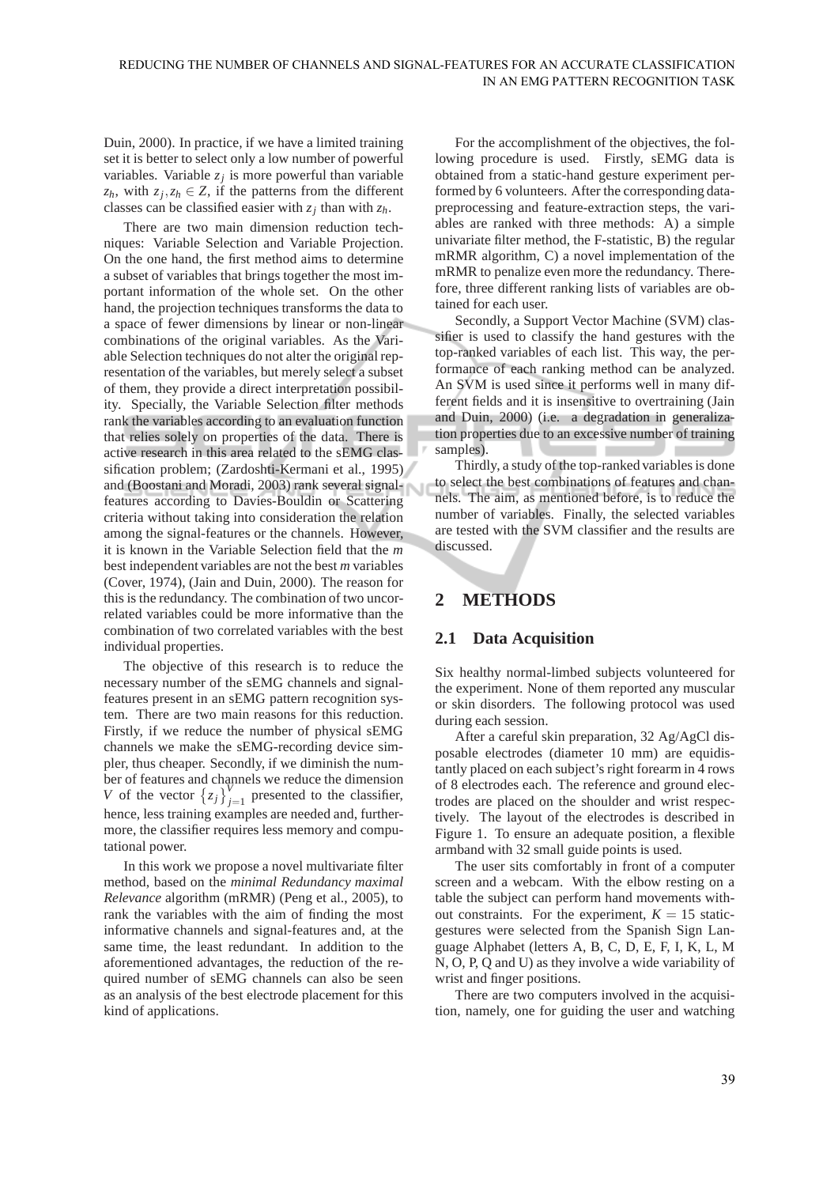Duin, 2000). In practice, if we have a limited training set it is better to select only a low number of powerful variables. Variable $z_j$ is more powerful than variable $z_h$, with $z_j, z_h \in Z$, if the patterns from the different classes can be classified easier with $z_j$ than with $z_h$.

There are two main dimension reduction techniques: Variable Selection and Variable Projection. On the one hand, the first method aims to determine a subset of variables that brings together the most important information of the whole set. On the other hand, the projection techniques transforms the data to a space of fewer dimensions by linear or non-linear combinations of the original variables. As the Variable Selection techniques do not alter the original representation of the variables, but merely select a subset of them, they provide a direct interpretation possibility. Specially, the Variable Selection filter methods rank the variables according to an evaluation function that relies solely on properties of the data. There is active research in this area related to the sEMG classification problem; (Zardoshti-Kermani et al., 1995) and (Boostani and Moradi, 2003) rank several signal-features according to Davies-Bouldin or Scattering criteria without taking into consideration the relation among the signal-features or the channels. However, it is known in the Variable Selection field that the $m$ best independent variables are not the best $m$ variables (Cover, 1974), (Jain and Duin, 2000). The reason for this is the redundancy. The combination of two uncorrelated variables could be more informative than the combination of two correlated variables with the best individual properties.

The objective of this research is to reduce the necessary number of the sEMG channels and signal-features present in an sEMG pattern recognition system. There are two main reasons for this reduction. Firstly, if we reduce the number of physical sEMG channels we make the sEMG-recording device simpler, thus cheaper. Secondly, if we diminish the number of features and channels we reduce the dimension $V$ of the vector $\{z_j\}_{j=1}^{V}$ presented to the classifier, hence, less training examples are needed and, furthermore, the classifier requires less memory and computational power.

In this work we propose a novel multivariate filter method, based on the *minimal Redundancy maximal Relevance* algorithm (mRMR) (Peng et al., 2005), to rank the variables with the aim of finding the most informative channels and signal-features and, at the same time, the least redundant. In addition to the aforementioned advantages, the reduction of the required number of sEMG channels can also be seen as an analysis of the best electrode placement for this kind of applications.

For the accomplishment of the objectives, the following procedure is used. Firstly, sEMG data is obtained from a static-hand gesture experiment performed by 6 volunteers. After the corresponding data-preprocessing and feature-extraction steps, the variables are ranked with three methods: A) a simple univariate filter method, the F-statistic, B) the regular mRMR algorithm, C) a novel implementation of the mRMR to penalize even more the redundancy. Therefore, three different ranking lists of variables are obtained for each user.

Secondly, a Support Vector Machine (SVM) classifier is used to classify the hand gestures with the top-ranked variables of each list. This way, the performance of each ranking method can be analyzed. An SVM is used since it performs well in many different fields and it is insensitive to overtraining (Jain and Duin, 2000) (i.e. a degradation in generalization properties due to an excessive number of training samples).

Thirdly, a study of the top-ranked variables is done to select the best combinations of features and channels. The aim, as mentioned before, is to reduce the number of variables. Finally, the selected variables are tested with the SVM classifier and the results are discussed.

## 2 METHODS

### 2.1 Data Acquisition

Six healthy normal-limbed subjects volunteered for the experiment. None of them reported any muscular or skin disorders. The following protocol was used during each session.

After a careful skin preparation, 32 Ag/AgCl disposable electrodes (diameter 10 mm) are equidistantly placed on each subject's right forearm in 4 rows of 8 electrodes each. The reference and ground electrodes are placed on the shoulder and wrist respectively. The layout of the electrodes is described in Figure 1. To ensure an adequate position, a flexible armband with 32 small guide points is used.

The user sits comfortably in front of a computer screen and a webcam. With the elbow resting on a table the subject can perform hand movements without constraints. For the experiment, $K = 15$ static-gestures were selected from the Spanish Sign Language Alphabet (letters A, B, C, D, E, F, I, K, L, M N, O, P, Q and U) as they involve a wide variability of wrist and finger positions.

There are two computers involved in the acquisition, namely, one for guiding the user and watching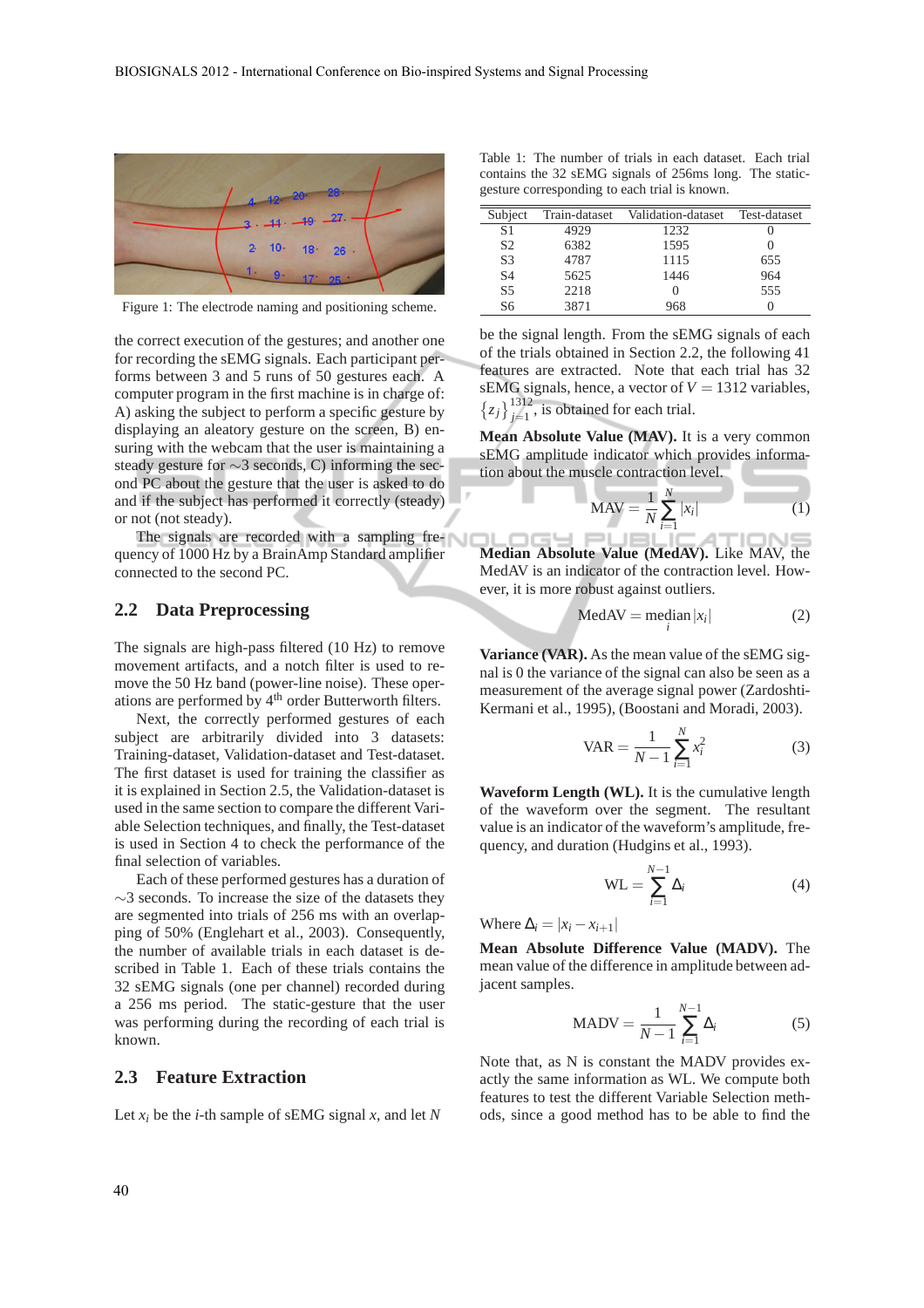Figure 1: The electrode naming and positioning scheme.

the correct execution of the gestures; and another one for recording the sEMG signals. Each participant performs between 3 and 5 runs of 50 gestures each. A computer program in the first machine is in charge of: A) asking the subject to perform a specific gesture by displaying an aleatory gesture on the screen, B) ensuring with the webcam that the user is maintaining a steady gesture for $\sim$3 seconds, C) informing the second PC about the gesture that the user is asked to do and if the subject has performed it correctly (steady) or not (not steady).

The signals are recorded with a sampling frequency of 1000 Hz by a BrainAmp Standard amplifier connected to the second PC.

## 2.2 Data Preprocessing

The signals are high-pass filtered (10 Hz) to remove movement artifacts, and a notch filter is used to remove the 50 Hz band (power-line noise). These operations are performed by $4^{th}$ order Butterworth filters.

Next, the correctly performed gestures of each subject are arbitrarily divided into 3 datasets: Training-dataset, Validation-dataset and Test-dataset. The first dataset is used for training the classifier as it is explained in Section 2.5, the Validation-dataset is used in the same section to compare the different Variable Selection techniques, and finally, the Test-dataset is used in Section 4 to check the performance of the final selection of variables.

Each of these performed gestures has a duration of $\sim$3 seconds. To increase the size of the datasets they are segmented into trials of 256 ms with an overlapping of 50% (Englehart et al., 2003). Consequently, the number of available trials in each dataset is described in Table 1. Each of these trials contains the 32 sEMG signals (one per channel) recorded during a 256 ms period. The static-gesture that the user was performing during the recording of each trial is known.

## 2.3 Feature Extraction

Let $x_i$ be the $i$-th sample of sEMG signal $x$, and let $N$ be the signal length. From the sEMG signals of each of the trials obtained in Section 2.2, the following 41 features are extracted. Note that each trial has 32 sEMG signals, hence, a vector of $V = 1312$ variables, $\{z_j\}_{j=1}^{1312}$, is obtained for each trial.

Table 1: The number of trials in each dataset. Each trial contains the 32 sEMG signals of 256ms long. The static-gesture corresponding to each trial is known.

| Subject | Train-dataset | Validation-dataset | Test-dataset |
|---|---|---|---|
| S1 | 4929 | 1232 | 0 |
| S2 | 6382 | 1595 | 0 |
| S3 | 4787 | 1115 | 655 |
| S4 | 5625 | 1446 | 964 |
| S5 | 2218 | 0 | 555 |
| S6 | 3871 | 968 | 0 |

**Mean Absolute Value (MAV).** It is a very common sEMG amplitude indicator which provides information about the muscle contraction level.

$$\text{MAV} = \frac{1}{N}\sum_{i=1}^{N}|x_i| \tag{1}$$

**Median Absolute Value (MedAV).** Like MAV, the MedAV is an indicator of the contraction level. However, it is more robust against outliers.

$$\text{MedAV} = \operatorname*{median}_{i}|x_i| \tag{2}$$

**Variance (VAR).** As the mean value of the sEMG signal is 0 the variance of the signal can also be seen as a measurement of the average signal power (Zardoshti-Kermani et al., 1995), (Boostani and Moradi, 2003).

$$\text{VAR} = \frac{1}{N-1}\sum_{i=1}^{N}x_i^2 \tag{3}$$

**Waveform Length (WL).** It is the cumulative length of the waveform over the segment. The resultant value is an indicator of the waveform's amplitude, frequency, and duration (Hudgins et al., 1993).

$$\text{WL} = \sum_{i=1}^{N-1}\Delta_i \tag{4}$$

Where $\Delta_i = |x_i - x_{i+1}|$

**Mean Absolute Difference Value (MADV).** The mean value of the difference in amplitude between adjacent samples.

$$\text{MADV} = \frac{1}{N-1}\sum_{i=1}^{N-1}\Delta_i \tag{5}$$

Note that, as N is constant the MADV provides exactly the same information as WL. We compute both features to test the different Variable Selection methods, since a good method has to be able to find the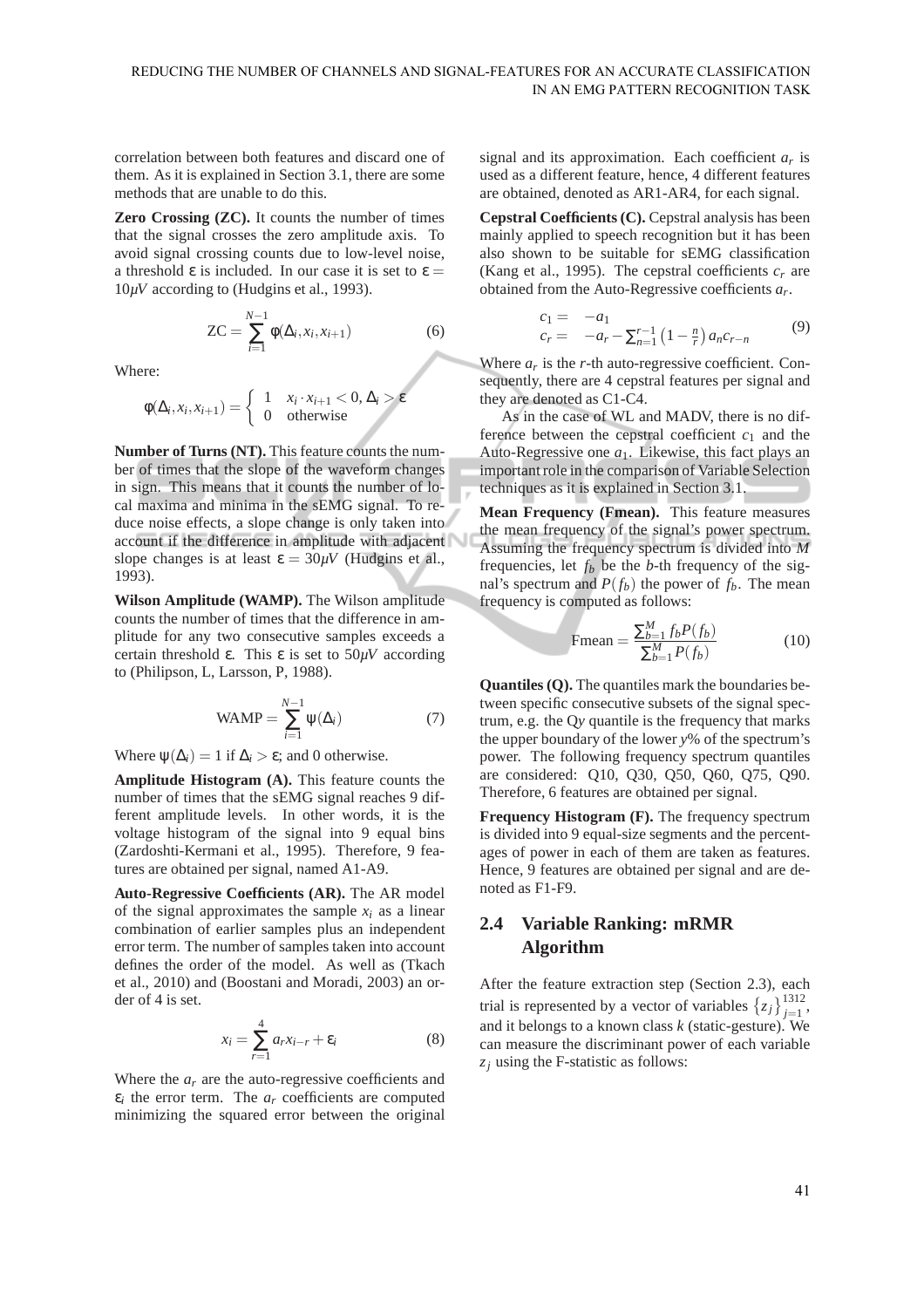correlation between both features and discard one of them. As it is explained in Section 3.1, there are some methods that are unable to do this.

**Zero Crossing (ZC).** It counts the number of times that the signal crosses the zero amplitude axis. To avoid signal crossing counts due to low-level noise, a threshold $\varepsilon$ is included. In our case it is set to $\varepsilon = 10\mu V$ according to (Hudgins et al., 1993).

$$\text{ZC} = \sum_{i=1}^{N-1} \phi(\Delta_i, x_i, x_{i+1}) \tag{6}$$

Where:

$$\phi(\Delta_i, x_i, x_{i+1}) = \begin{cases} 1 & x_i \cdot x_{i+1} < 0, \Delta_i > \varepsilon \\ 0 & \text{otherwise} \end{cases}$$

**Number of Turns (NT).** This feature counts the number of times that the slope of the waveform changes in sign. This means that it counts the number of local maxima and minima in the sEMG signal. To reduce noise effects, a slope change is only taken into account if the difference in amplitude with adjacent slope changes is at least $\varepsilon = 30\mu V$ (Hudgins et al., 1993).

**Wilson Amplitude (WAMP).** The Wilson amplitude counts the number of times that the difference in amplitude for any two consecutive samples exceeds a certain threshold $\varepsilon$. This $\varepsilon$ is set to $50\mu V$ according to (Philipson, L, Larsson, P, 1988).

$$\text{WAMP} = \sum_{i=1}^{N-1} \psi(\Delta_i) \tag{7}$$

Where $\psi(\Delta_i) = 1$ if $\Delta_i > \varepsilon$; and 0 otherwise.

**Amplitude Histogram (A).** This feature counts the number of times that the sEMG signal reaches 9 different amplitude levels. In other words, it is the voltage histogram of the signal into 9 equal bins (Zardoshti-Kermani et al., 1995). Therefore, 9 features are obtained per signal, named A1-A9.

**Auto-Regressive Coefficients (AR).** The AR model of the signal approximates the sample $x_i$ as a linear combination of earlier samples plus an independent error term. The number of samples taken into account defines the order of the model. As well as (Tkach et al., 2010) and (Boostani and Moradi, 2003) an order of 4 is set.

$$x_i = \sum_{r=1}^{4} a_r x_{i-r} + \varepsilon_i \tag{8}$$

Where the $a_r$ are the auto-regressive coefficients and $\varepsilon_i$ the error term. The $a_r$ coefficients are computed minimizing the squared error between the original signal and its approximation. Each coefficient $a_r$ is used as a different feature, hence, 4 different features are obtained, denoted as AR1-AR4, for each signal.

**Cepstral Coefficients (C).** Cepstral analysis has been mainly applied to speech recognition but it has been also shown to be suitable for sEMG classification (Kang et al., 1995). The cepstral coefficients $c_r$ are obtained from the Auto-Regressive coefficients $a_r$.

$$\begin{aligned} c_1 &= -a_1 \\ c_r &= -a_r - \sum_{n=1}^{r-1} \left(1 - \tfrac{n}{r}\right) a_n c_{r-n} \end{aligned} \tag{9}$$

Where $a_r$ is the $r$-th auto-regressive coefficient. Consequently, there are 4 cepstral features per signal and they are denoted as C1-C4.

As in the case of WL and MADV, there is no difference between the cepstral coefficient $c_1$ and the Auto-Regressive one $a_1$. Likewise, this fact plays an important role in the comparison of Variable Selection techniques as it is explained in Section 3.1.

**Mean Frequency (Fmean).** This feature measures the mean frequency of the signal's power spectrum. Assuming the frequency spectrum is divided into $M$ frequencies, let $f_b$ be the $b$-th frequency of the signal's spectrum and $P(f_b)$ the power of $f_b$. The mean frequency is computed as follows:

$$\text{Fmean} = \frac{\sum_{b=1}^{M} f_b P(f_b)}{\sum_{b=1}^{M} P(f_b)} \tag{10}$$

**Quantiles (Q).** The quantiles mark the boundaries between specific consecutive subsets of the signal spectrum, e.g. the Q$y$ quantile is the frequency that marks the upper boundary of the lower $y$% of the spectrum's power. The following frequency spectrum quantiles are considered: Q10, Q30, Q50, Q60, Q75, Q90. Therefore, 6 features are obtained per signal.

**Frequency Histogram (F).** The frequency spectrum is divided into 9 equal-size segments and the percentages of power in each of them are taken as features. Hence, 9 features are obtained per signal and are denoted as F1-F9.

## 2.4 Variable Ranking: mRMR Algorithm

After the feature extraction step (Section 2.3), each trial is represented by a vector of variables $\{z_j\}_{j=1}^{1312}$, and it belongs to a known class $k$ (static-gesture). We can measure the discriminant power of each variable $z_j$ using the F-statistic as follows: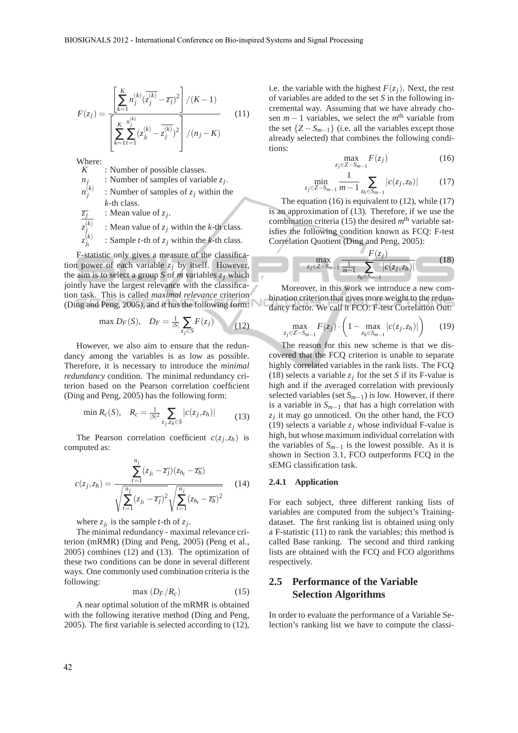$$F(z_j) = \frac{\left[\sum_{k=1}^{K} n_j^{(k)} (\overline{z_j^{(k)}} - \overline{z_j})^2\right] / (K-1)}{\left[\sum_{k=1}^{K} \sum_{t=1}^{n_j^{(k)}} (z_{j_t}^{(k)} - \overline{z_j^{(k)}})^2\right] / (n_j - K)} \quad (11)$$

Where:

- $K$ : Number of possible classes.
- $n_j$ : Number of samples of variable $z_j$.
- $n_j^{(k)}$ : Number of samples of $z_j$ within the $k$-th class.
- $\overline{z_j}$ : Mean value of $z_j$.
- $\overline{z_j^{(k)}}$ : Mean value of $z_j$ within the $k$-th class.
- $z_{j_t}^{(k)}$ : Sample $t$-th of $z_j$ within the $k$-th class.

F-statistic only gives a measure of the classification power of each variable $z_j$ by itself. However, the aim is to select a group $S$ of $m$ variables $z_j$ which jointly have the largest relevance with the classification task. This is called *maximal relevance* criterion (Ding and Peng, 2005), and it has the following form:

$$\max D_F(S), \quad D_F = \frac{1}{|S|} \sum_{z_j \in S} F(z_j) \quad (12)$$

However, we also aim to ensure that the redundancy among the variables is as low as possible. Therefore, it is necessary to introduce the *minimal redundancy* condition. The minimal redundancy criterion based on the Pearson correlation coefficient (Ding and Peng, 2005) has the following form:

$$\min R_c(S), \quad R_c = \frac{1}{|S|^2} \sum_{z_j, z_h \in S} |c(z_j, z_h)| \quad (13)$$

The Pearson correlation coefficient $c(z_j, z_h)$ is computed as:

$$c(z_j, z_h) = \frac{\sum_{t=1}^{n_j} (z_{j_t} - \overline{z_j})(z_{h_t} - \overline{z_h})}{\sqrt{\sum_{t=1}^{n_j} (z_{j_t} - \overline{z_j})^2} \sqrt{\sum_{t=1}^{n_j} (z_{h_t} - \overline{z_h})^2}} \quad (14)$$

where $z_{j_t}$ is the sample $t$-th of $z_j$.

The minimal redundancy - maximal relevance criterion (mRMR) (Ding and Peng, 2005) (Peng et al., 2005) combines (12) and (13). The optimization of these two conditions can be done in several different ways. One commonly used combination criteria is the following:

$$\max\ (D_F / R_c) \quad (15)$$

A near optimal solution of the mRMR is obtained with the following iterative method (Ding and Peng, 2005). The first variable is selected according to (12), i.e. the variable with the highest $F(z_j)$. Next, the rest of variables are added to the set $S$ in the following incremental way. Assuming that we have already chosen $m-1$ variables, we select the $m^{\text{th}}$ variable from the set $\{Z - S_{m-1}\}$ (i.e. all the variables except those already selected) that combines the following conditions:

$$\max_{z_j \in Z - S_{m-1}} F(z_j) \quad (16)$$

$$\min_{z_j \in Z - S_{m-1}} \frac{1}{m-1} \sum_{z_h \in S_{m-1}} |c(z_j, z_h)| \quad (17)$$

The equation (16) is equivalent to (12), while (17) is an approximation of (13). Therefore, if we use the combination criteria (15) the desired $m^{\text{th}}$ variable satisfies the following condition known as FCQ: F-test Correlation Quotient (Ding and Peng, 2005):

$$\max_{z_j \in Z - S_{m-1}} \frac{F(z_j)}{\frac{1}{m-1} \sum_{z_h \in S_{m-1}} |c(z_j, z_h)|} \quad (18)$$

Moreover, in this work we introduce a new combination criterion that gives more weight to the redundancy factor. We call it FCO: F-test Correlation Out:

$$\max_{z_j \in Z - S_{m-1}} F(z_j) \cdot \left(1 - \max_{z_h \in S_{m-1}} |c(z_j, z_h)|\right) \quad (19)$$

The reason for this new scheme is that we discovered that the FCQ criterion is unable to separate highly correlated variables in the rank lists. The FCQ (18) selects a variable $z_j$ for the set $S$ if its F-value is high and if the averaged correlation with previously selected variables (set $S_{m-1}$) is low. However, if there is a variable in $S_{m-1}$ that has a high correlation with $z_j$ it may go unnoticed. On the other hand, the FCO (19) selects a variable $z_j$ whose individual F-value is high, but whose maximum individual correlation with the variables of $S_{m-1}$ is the lowest possible. As it is shown in Section 3.1, FCO outperforms FCQ in the sEMG classification task.

#### 2.4.1 Application

For each subject, three different ranking lists of variables are computed from the subject's Training-dataset. The first ranking list is obtained using only a F-statistic (11) to rank the variables; this method is called Base ranking. The second and third ranking lists are obtained with the FCQ and FCO algorithms respectively.

### 2.5 Performance of the Variable Selection Algorithms

In order to evaluate the performance of a Variable Selection's ranking list we have to compute the classi-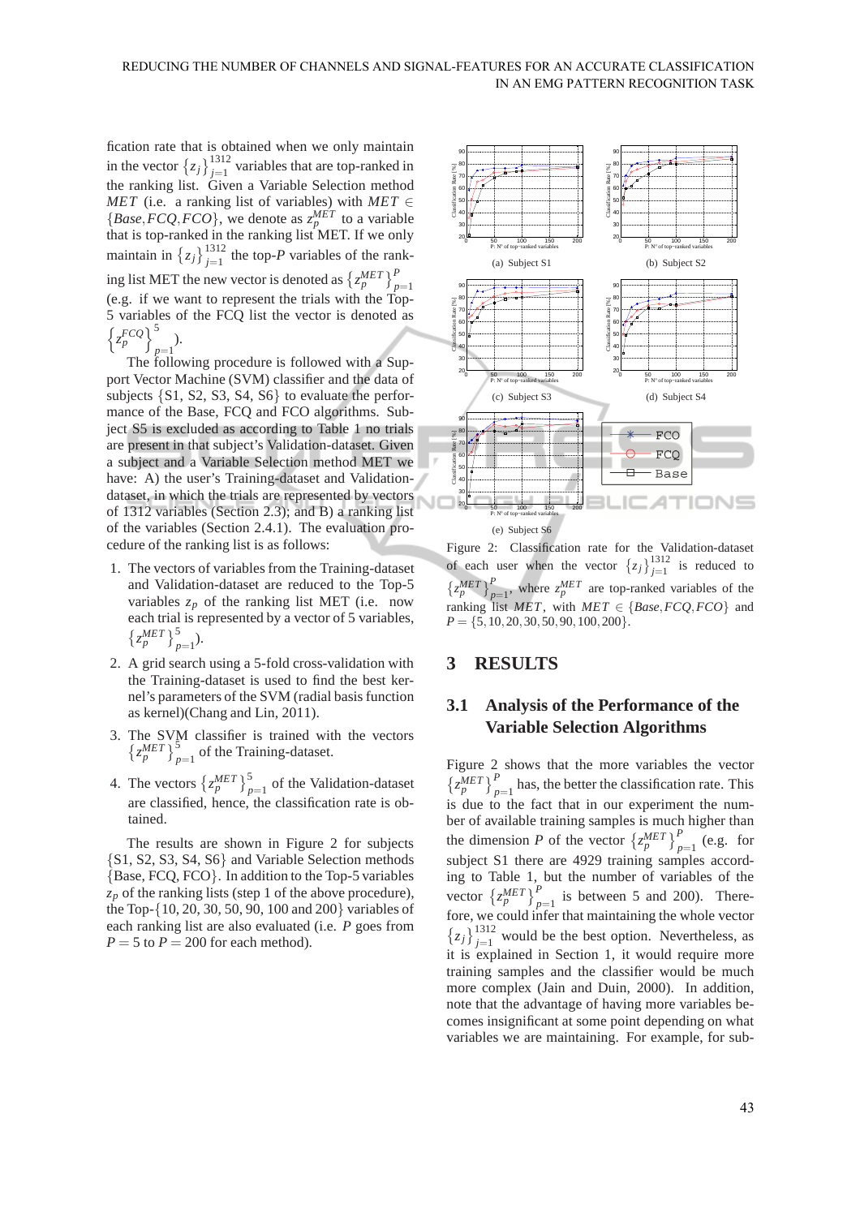fication rate that is obtained when we only maintain in the vector $\{z_j\}_{j=1}^{1312}$ variables that are top-ranked in the ranking list. Given a Variable Selection method $MET$ (i.e. a ranking list of variables) with $MET \in \{Base, FCQ, FCO\}$, we denote as $z_p^{MET}$ to a variable that is top-ranked in the ranking list MET. If we only maintain in $\{z_j\}_{j=1}^{1312}$ the top-$P$ variables of the ranking list MET the new vector is denoted as $\{z_p^{MET}\}_{p=1}^{P}$ (e.g. if we want to represent the trials with the Top-5 variables of the FCQ list the vector is denoted as $\{z_p^{FCQ}\}_{p=1}^{5}$).

The following procedure is followed with a Support Vector Machine (SVM) classifier and the data of subjects {S1, S2, S3, S4, S6} to evaluate the performance of the Base, FCQ and FCO algorithms. Subject S5 is excluded as according to Table 1 no trials are present in that subject's Validation-dataset. Given a subject and a Variable Selection method MET we have: A) the user's Training-dataset and Validation-dataset, in which the trials are represented by vectors of 1312 variables (Section 2.3); and B) a ranking list of the variables (Section 2.4.1). The evaluation procedure of the ranking list is as follows:

1. The vectors of variables from the Training-dataset and Validation-dataset are reduced to the Top-5 variables $z_p$ of the ranking list MET (i.e. now each trial is represented by a vector of 5 variables, $\{z_p^{MET}\}_{p=1}^{5}$).
2. A grid search using a 5-fold cross-validation with the Training-dataset is used to find the best kernel's parameters of the SVM (radial basis function as kernel)(Chang and Lin, 2011).
3. The SVM classifier is trained with the vectors $\{z_p^{MET}\}_{p=1}^{5}$ of the Training-dataset.
4. The vectors $\{z_p^{MET}\}_{p=1}^{5}$ of the Validation-dataset are classified, hence, the classification rate is obtained.

The results are shown in Figure 2 for subjects {S1, S2, S3, S4, S6} and Variable Selection methods {Base, FCQ, FCO}. In addition to the Top-5 variables $z_p$ of the ranking lists (step 1 of the above procedure), the Top-{10, 20, 30, 50, 90, 100 and 200} variables of each ranking list are also evaluated (i.e. $P$ goes from $P = 5$ to $P = 200$ for each method).

(a) Subject S1

(b) Subject S2

(c) Subject S3

(d) Subject S4

(e) Subject S6

Figure 2: Classification rate for the Validation-dataset of each user when the vector $\{z_j\}_{j=1}^{1312}$ is reduced to $\{z_p^{MET}\}_{p=1}^{P}$, where $z_p^{MET}$ are top-ranked variables of the ranking list $MET$, with $MET \in \{Base, FCQ, FCO\}$ and $P = \{5, 10, 20, 30, 50, 90, 100, 200\}$.

# 3 RESULTS

## 3.1 Analysis of the Performance of the Variable Selection Algorithms

Figure 2 shows that the more variables the vector $\{z_p^{MET}\}_{p=1}^{P}$ has, the better the classification rate. This is due to the fact that in our experiment the number of available training samples is much higher than the dimension $P$ of the vector $\{z_p^{MET}\}_{p=1}^{P}$ (e.g. for subject S1 there are 4929 training samples according to Table 1, but the number of variables of the vector $\{z_p^{MET}\}_{p=1}^{P}$ is between 5 and 200). Therefore, we could infer that maintaining the whole vector $\{z_j\}_{j=1}^{1312}$ would be the best option. Nevertheless, as it is explained in Section 1, it would require more training samples and the classifier would be much more complex (Jain and Duin, 2000). In addition, note that the advantage of having more variables becomes insignificant at some point depending on what variables we are maintaining. For example, for sub-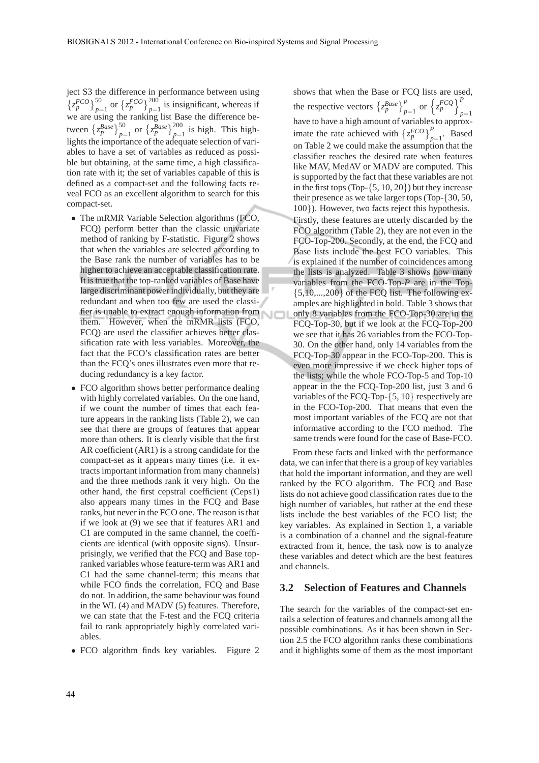ject S3 the difference in performance between using $\{z_p^{FCO}\}_{p=1}^{50}$ or $\{z_p^{FCO}\}_{p=1}^{200}$ is insignificant, whereas if we are using the ranking list Base the difference between $\{z_p^{Base}\}_{p=1}^{50}$ or $\{z_p^{Base}\}_{p=1}^{200}$ is high. This highlights the importance of the adequate selection of variables to have a set of variables as reduced as possible but obtaining, at the same time, a high classification rate with it; the set of variables capable of this is defined as a compact-set and the following facts reveal FCO as an excellent algorithm to search for this compact-set.

- The mRMR Variable Selection algorithms (FCO, FCQ) perform better than the classic univariate method of ranking by F-statistic. Figure 2 shows that when the variables are selected according to the Base rank the number of variables has to be higher to achieve an acceptable classification rate. It is true that the top-ranked variables of Base have large discriminant power individually, but they are redundant and when too few are used the classifier is unable to extract enough information from them. However, when the mRMR lists (FCO, FCQ) are used the classifier achieves better classification rate with less variables. Moreover, the fact that the FCO's classification rates are better than the FCQ's ones illustrates even more that reducing redundancy is a key factor.
- FCO algorithm shows better performance dealing with highly correlated variables. On the one hand, if we count the number of times that each feature appears in the ranking lists (Table 2), we can see that there are groups of features that appear more than others. It is clearly visible that the first AR coefficient (AR1) is a strong candidate for the compact-set as it appears many times (i.e. it extracts important information from many channels) and the three methods rank it very high. On the other hand, the first cepstral coefficient (Ceps1) also appears many times in the FCQ and Base ranks, but never in the FCO one. The reason is that if we look at (9) we see that if features AR1 and C1 are computed in the same channel, the coefficients are identical (with opposite signs). Unsurprisingly, we verified that the FCQ and Base top-ranked variables whose feature-term was AR1 and C1 had the same channel-term; this means that while FCO finds the correlation, FCQ and Base do not. In addition, the same behaviour was found in the WL (4) and MADV (5) features. Therefore, we can state that the F-test and the FCQ criteria fail to rank appropriately highly correlated variables.
- FCO algorithm finds key variables. Figure 2 shows that when the Base or FCQ lists are used, the respective vectors $\{z_p^{Base}\}_{p=1}^{P}$ or $\{z_p^{FCQ}\}_{p=1}^{P}$ have to have a high amount of variables to approximate the rate achieved with $\{z_p^{FCO}\}_{p=1}^{P}$. Based on Table 2 we could make the assumption that the classifier reaches the desired rate when features like MAV, MedAV or MADV are computed. This is supported by the fact that these variables are not in the first tops (Top-$\{5, 10, 20\}$) but they increase their presence as we take larger tops (Top-$\{30, 50, 100\}$). However, two facts reject this hypothesis. Firstly, these features are utterly discarded by the FCO algorithm (Table 2), they are not even in the FCO-Top-200. Secondly, at the end, the FCQ and Base lists include the best FCO variables. This is explained if the number of coincidences among the lists is analyzed. Table 3 shows how many variables from the FCO-Top-$P$ are in the Top-$\{5,10,...,200\}$ of the FCQ list. The following examples are highlighted in bold. Table 3 shows that only 8 variables from the FCO-Top-30 are in the FCQ-Top-30, but if we look at the FCQ-Top-200 we see that it has 26 variables from the FCO-Top-30. On the other hand, only 14 variables from the FCQ-Top-30 appear in the FCO-Top-200. This is even more impressive if we check higher tops of the lists; while the whole FCO-Top-5 and Top-10 appear in the the FCQ-Top-200 list, just 3 and 6 variables of the FCQ-Top-$\{5, 10\}$ respectively are in the FCO-Top-200. That means that even the most important variables of the FCQ are not that informative according to the FCO method. The same trends were found for the case of Base-FCO.

From these facts and linked with the performance data, we can infer that there is a group of key variables that hold the important information, and they are well ranked by the FCO algorithm. The FCQ and Base lists do not achieve good classification rates due to the high number of variables, but rather at the end these lists include the best variables of the FCO list; the key variables. As explained in Section 1, a variable is a combination of a channel and the signal-feature extracted from it, hence, the task now is to analyze these variables and detect which are the best features and channels.

### 3.2 Selection of Features and Channels

The search for the variables of the compact-set entails a selection of features and channels among all the possible combinations. As it has been shown in Section 2.5 the FCO algorithm ranks these combinations and it highlights some of them as the most important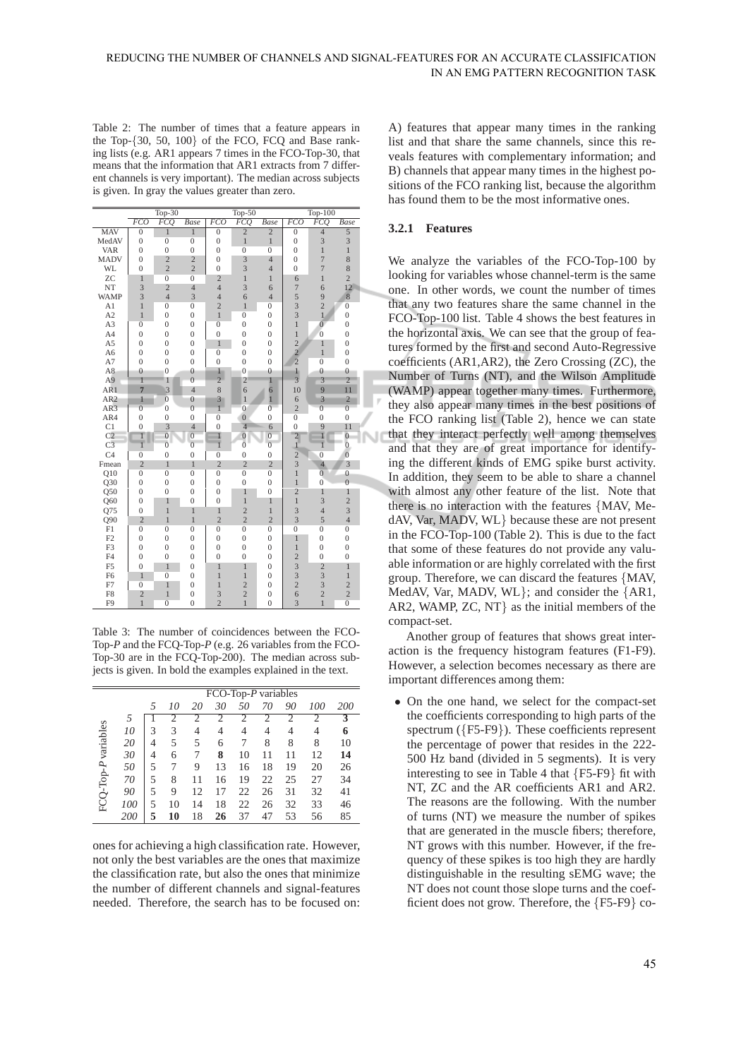Table 2: The number of times that a feature appears in the Top-{30, 50, 100} of the FCO, FCQ and Base ranking lists (e.g. AR1 appears 7 times in the FCO-Top-30, that means that the information that AR1 extracts from 7 different channels is very important). The median across subjects is given. In gray the values greater than zero.

| | Top-30 | | | Top-50 | | | Top-100 | | |
|---|---|---|---|---|---|---|---|---|---|
| | *FCO* | *FCQ* | *Base* | *FCO* | *FCQ* | *Base* | *FCO* | *FCQ* | *Base* |
| MAV | 0 | 1 | 1 | 0 | 2 | 2 | 0 | 4 | 5 |
| MedAV | 0 | 0 | 0 | 0 | 1 | 1 | 0 | 3 | 3 |
| VAR | 0 | 0 | 0 | 0 | 0 | 0 | 0 | 1 | 1 |
| MADV | 0 | 2 | 2 | 0 | 3 | 4 | 0 | 7 | 8 |
| WL | 0 | 2 | 2 | 0 | 3 | 4 | 0 | 7 | 8 |
| ZC | 1 | 0 | 0 | 2 | 1 | 1 | 6 | 1 | 2 |
| NT | 3 | 2 | 4 | 4 | 3 | 6 | 7 | 6 | 12 |
| WAMP | 3 | 4 | 3 | 4 | 6 | 4 | 5 | 9 | 8 |
| A1 | 1 | 0 | 0 | 2 | 1 | 0 | 3 | 2 | 0 |
| A2 | 1 | 0 | 0 | 1 | 0 | 0 | 3 | 1 | 0 |
| A3 | 0 | 0 | 0 | 0 | 0 | 0 | 1 | 0 | 0 |
| A4 | 0 | 0 | 0 | 0 | 0 | 0 | 1 | 0 | 0 |
| A5 | 0 | 0 | 0 | 1 | 0 | 0 | 2 | 1 | 0 |
| A6 | 0 | 0 | 0 | 0 | 0 | 0 | 2 | 1 | 0 |
| A7 | 0 | 0 | 0 | 0 | 0 | 0 | 2 | 0 | 0 |
| A8 | 0 | 0 | 0 | 1 | 0 | 0 | 1 | 0 | 0 |
| A9 | 1 | 1 | 0 | 2 | 2 | 1 | 3 | 3 | 2 |
| AR1 | 7 | 3 | 4 | 8 | 6 | 6 | 10 | 9 | 11 |
| AR2 | 1 | 0 | 0 | 3 | 1 | 1 | 6 | 3 | 2 |
| AR3 | 0 | 0 | 0 | 1 | 0 | 0 | 2 | 0 | 0 |
| AR4 | 0 | 0 | 0 | 0 | 0 | 0 | 0 | 0 | 0 |
| C1 | 0 | 3 | 4 | 0 | 4 | 6 | 0 | 9 | 11 |
| C2 | 1 | 0 | 0 | 1 | 0 | 0 | 2 | 1 | 0 |
| C3 | 1 | 0 | 0 | 1 | 0 | 0 | 1 | 1 | 0 |
| C4 | 0 | 0 | 0 | 0 | 0 | 0 | 2 | 0 | 0 |
| Fmean | 2 | 1 | 1 | 2 | 2 | 2 | 3 | 4 | 3 |
| Q10 | 0 | 0 | 0 | 0 | 0 | 0 | 1 | 0 | 0 |
| Q30 | 0 | 0 | 0 | 0 | 0 | 0 | 1 | 0 | 0 |
| Q50 | 0 | 0 | 0 | 0 | 1 | 0 | 2 | 1 | 1 |
| Q60 | 0 | 1 | 0 | 0 | 1 | 1 | 1 | 3 | 2 |
| Q75 | 0 | 1 | 1 | 1 | 2 | 1 | 3 | 4 | 3 |
| Q90 | 2 | 1 | 1 | 2 | 2 | 2 | 3 | 5 | 4 |
| F1 | 0 | 0 | 0 | 0 | 0 | 0 | 0 | 0 | 0 |
| F2 | 0 | 0 | 0 | 0 | 0 | 0 | 1 | 0 | 0 |
| F3 | 0 | 0 | 0 | 0 | 0 | 0 | 1 | 0 | 0 |
| F4 | 0 | 0 | 0 | 0 | 0 | 0 | 2 | 0 | 0 |
| F5 | 0 | 1 | 0 | 1 | 1 | 0 | 3 | 2 | 1 |
| F6 | 1 | 0 | 0 | 1 | 1 | 0 | 3 | 3 | 1 |
| F7 | 0 | 1 | 0 | 1 | 2 | 0 | 2 | 3 | 2 |
| F8 | 2 | 1 | 0 | 3 | 2 | 0 | 6 | 2 | 2 |
| F9 | 1 | 0 | 0 | 2 | 1 | 0 | 3 | 1 | 0 |

Table 3: The number of coincidences between the FCO-Top-*P* and the FCQ-Top-*P* (e.g. 26 variables from the FCO-Top-30 are in the FCQ-Top-200). The median across subjects is given. In bold the examples explained in the text.

| | | FCO-Top-*P* variables | | | | | | | | |
|---|---|---|---|---|---|---|---|---|---|---|
| | | *5* | *10* | *20* | *30* | *50* | *70* | *90* | *100* | *200* |
| FCQ-Top-*P* variables | *5* | 1 | 2 | 2 | 2 | 2 | 2 | 2 | 2 | **3** |
| | *10* | 3 | 3 | 4 | 4 | 4 | 4 | 4 | 4 | **6** |
| | *20* | 4 | 5 | 5 | 6 | 7 | 8 | 8 | 8 | 10 |
| | *30* | 4 | 6 | 7 | **8** | 10 | 11 | 11 | 12 | **14** |
| | *50* | 5 | 7 | 9 | 13 | 16 | 18 | 19 | 20 | 26 |
| | *70* | 5 | 8 | 11 | 16 | 19 | 22 | 25 | 27 | 34 |
| | *90* | 5 | 9 | 12 | 17 | 22 | 26 | 31 | 32 | 41 |
| | *100* | 5 | 10 | 14 | 18 | 22 | 26 | 32 | 33 | 46 |
| | *200* | **5** | **10** | 18 | **26** | 37 | 47 | 53 | 56 | 85 |

ones for achieving a high classification rate. However, not only the best variables are the ones that maximize the classification rate, but also the ones that minimize the number of different channels and signal-features needed. Therefore, the search has to be focused on:

A) features that appear many times in the ranking list and that share the same channels, since this reveals features with complementary information; and B) channels that appear many times in the highest positions of the FCO ranking list, because the algorithm has found them to be the most informative ones.

### 3.2.1 Features

We analyze the variables of the FCO-Top-100 by looking for variables whose channel-term is the same one. In other words, we count the number of times that any two features share the same channel in the FCO-Top-100 list. Table 4 shows the best features in the horizontal axis. We can see that the group of features formed by the first and second Auto-Regressive coefficients (AR1,AR2), the Zero Crossing (ZC), the Number of Turns (NT), and the Wilson Amplitude (WAMP) appear together many times. Furthermore, they also appear many times in the best positions of the FCO ranking list (Table 2), hence we can state that they interact perfectly well among themselves and that they are of great importance for identifying the different kinds of EMG spike burst activity. In addition, they seem to be able to share a channel with almost any other feature of the list. Note that there is no interaction with the features {MAV, MedAV, Var, MADV, WL} because these are not present in the FCO-Top-100 (Table 2). This is due to the fact that some of these features do not provide any valuable information or are highly correlated with the first group. Therefore, we can discard the features {MAV, MedAV, Var, MADV, WL}; and consider the {AR1, AR2, WAMP, ZC, NT} as the initial members of the compact-set.

Another group of features that shows great interaction is the frequency histogram features (F1-F9). However, a selection becomes necessary as there are important differences among them:

- On the one hand, we select for the compact-set the coefficients corresponding to high parts of the spectrum ({F5-F9}). These coefficients represent the percentage of power that resides in the 222-500 Hz band (divided in 5 segments). It is very interesting to see in Table 4 that {F5-F9} fit with NT, ZC and the AR coefficients AR1 and AR2. The reasons are the following. With the number of turns (NT) we measure the number of spikes that are generated in the muscle fibers; therefore, NT grows with this number. However, if the frequency of these spikes is too high they are hardly distinguishable in the resulting sEMG wave; the NT does not count those slope turns and the coefficient does not grow. Therefore, the {F5-F9} co-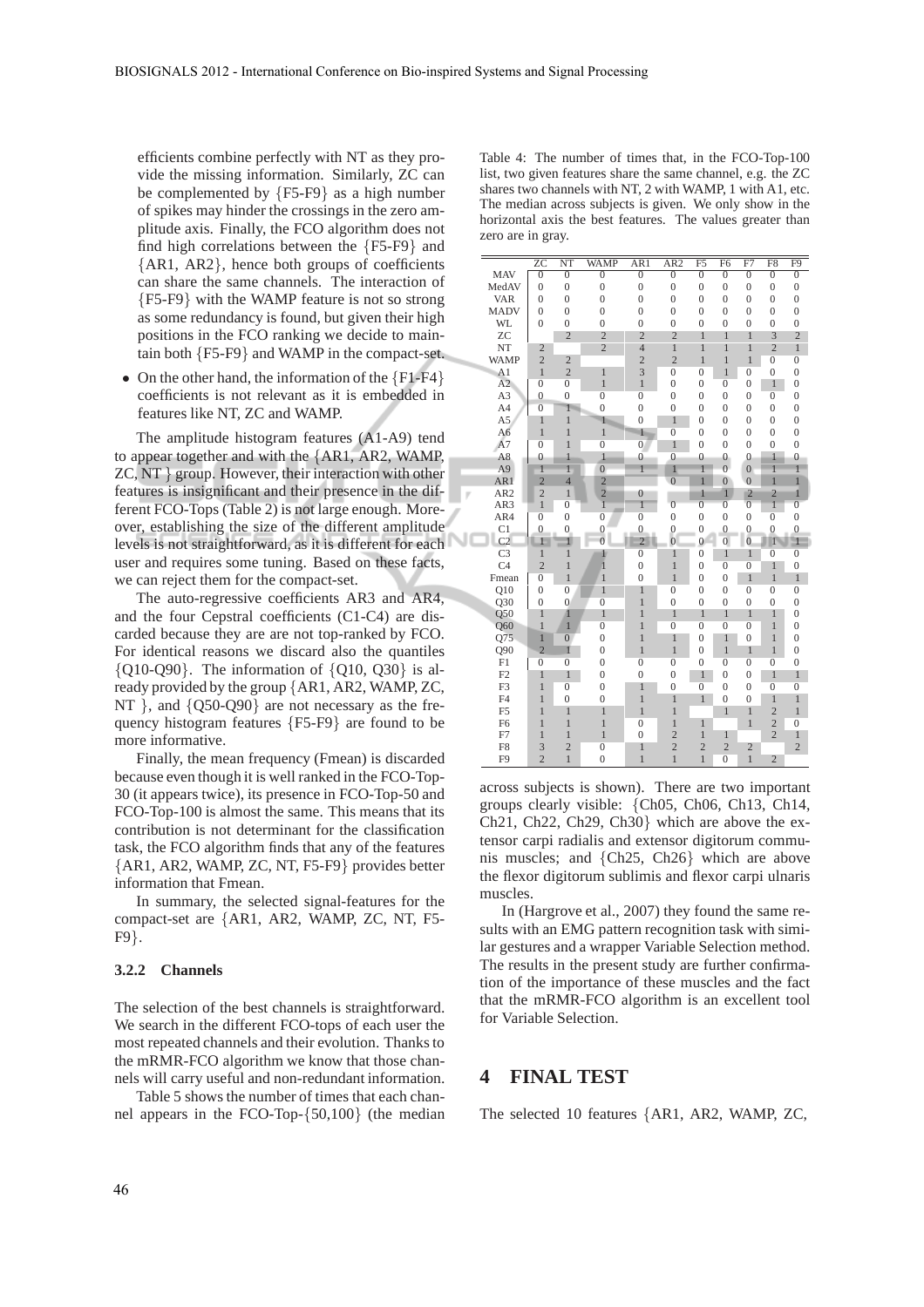efficients combine perfectly with NT as they provide the missing information. Similarly, ZC can be complemented by {F5-F9} as a high number of spikes may hinder the crossings in the zero amplitude axis. Finally, the FCO algorithm does not find high correlations between the {F5-F9} and {AR1, AR2}, hence both groups of coefficients can share the same channels. The interaction of {F5-F9} with the WAMP feature is not so strong as some redundancy is found, but given their high positions in the FCO ranking we decide to maintain both {F5-F9} and WAMP in the compact-set.

- On the other hand, the information of the {F1-F4} coefficients is not relevant as it is embedded in features like NT, ZC and WAMP.

The amplitude histogram features (A1-A9) tend to appear together and with the {AR1, AR2, WAMP, ZC, NT } group. However, their interaction with other features is insignificant and their presence in the different FCO-Tops (Table 2) is not large enough. Moreover, establishing the size of the different amplitude levels is not straightforward, as it is different for each user and requires some tuning. Based on these facts, we can reject them for the compact-set.

The auto-regressive coefficients AR3 and AR4, and the four Cepstral coefficients (C1-C4) are discarded because they are not top-ranked by FCO. For identical reasons we discard also the quantiles {Q10-Q90}. The information of {Q10, Q30} is already provided by the group {AR1, AR2, WAMP, ZC, NT }, and {Q50-Q90} are not necessary as the frequency histogram features {F5-F9} are found to be more informative.

Finally, the mean frequency (Fmean) is discarded because even though it is well ranked in the FCO-Top-30 (it appears twice), its presence in FCO-Top-50 and FCO-Top-100 is almost the same. This means that its contribution is not determinant for the classification task, the FCO algorithm finds that any of the features {AR1, AR2, WAMP, ZC, NT, F5-F9} provides better information that Fmean.

In summary, the selected signal-features for the compact-set are {AR1, AR2, WAMP, ZC, NT, F5-F9}.

### 3.2.2 Channels

The selection of the best channels is straightforward. We search in the different FCO-tops of each user the most repeated channels and their evolution. Thanks to the mRMR-FCO algorithm we know that those channels will carry useful and non-redundant information.

Table 5 shows the number of times that each channel appears in the FCO-Top-{50,100} (the median across subjects is shown). There are two important groups clearly visible: {Ch05, Ch06, Ch13, Ch14, Ch21, Ch22, Ch29, Ch30} which are above the extensor carpi radialis and extensor digitorum communis muscles; and {Ch25, Ch26} which are above the flexor digitorum sublimis and flexor carpi ulnaris muscles.

In (Hargrove et al., 2007) they found the same results with an EMG pattern recognition task with similar gestures and a wrapper Variable Selection method. The results in the present study are further confirmation of the importance of these muscles and the fact that the mRMR-FCO algorithm is an excellent tool for Variable Selection.

Table 4: The number of times that, in the FCO-Top-100 list, two given features share the same channel, e.g. the ZC shares two channels with NT, 2 with WAMP, 1 with A1, etc. The median across subjects is given. We only show in the horizontal axis the best features. The values greater than zero are in gray.

| | ZC | NT | WAMP | AR1 | AR2 | F5 | F6 | F7 | F8 | F9 |
|---|---|---|---|---|---|---|---|---|---|---|
| MAV | 0 | 0 | 0 | 0 | 0 | 0 | 0 | 0 | 0 | 0 |
| MedAV | 0 | 0 | 0 | 0 | 0 | 0 | 0 | 0 | 0 | 0 |
| VAR | 0 | 0 | 0 | 0 | 0 | 0 | 0 | 0 | 0 | 0 |
| MADV | 0 | 0 | 0 | 0 | 0 | 0 | 0 | 0 | 0 | 0 |
| WL | 0 | 0 | 0 | 0 | 0 | 0 | 0 | 0 | 0 | 0 |
| ZC | | 2 | 2 | 2 | 2 | 1 | 1 | 1 | 3 | 2 |
| NT | 2 | | 2 | 4 | 1 | 1 | 1 | 1 | 2 | 1 |
| WAMP | 2 | 2 | | 2 | 2 | 1 | 1 | 1 | 0 | 0 |
| A1 | 1 | 2 | 1 | 3 | 0 | 0 | 1 | 0 | 0 | 0 |
| A2 | 0 | 0 | 1 | 1 | 0 | 0 | 0 | 0 | 1 | 0 |
| A3 | 0 | 0 | 0 | 0 | 0 | 0 | 0 | 0 | 0 | 0 |
| A4 | 0 | 1 | 0 | 0 | 0 | 0 | 0 | 0 | 0 | 0 |
| A5 | 1 | 1 | 1 | 0 | 1 | 0 | 0 | 0 | 0 | 0 |
| A6 | 1 | 1 | 1 | 1 | 0 | 0 | 0 | 0 | 0 | 0 |
| A7 | 0 | 1 | 0 | 0 | 1 | 0 | 0 | 0 | 0 | 0 |
| A8 | 0 | 1 | 1 | 0 | 0 | 0 | 0 | 0 | 1 | 0 |
| A9 | 1 | 1 | 0 | 1 | 1 | 1 | 0 | 0 | 1 | 1 |
| AR1 | 2 | 4 | 2 | | 0 | 1 | 0 | 0 | 1 | 1 |
| AR2 | 2 | 1 | 2 | 0 | | 1 | 1 | 2 | 2 | 1 |
| AR3 | 1 | 0 | 1 | 1 | 0 | 0 | 0 | 0 | 1 | 0 |
| AR4 | 0 | 0 | 0 | 0 | 0 | 0 | 0 | 0 | 0 | 0 |
| C1 | 0 | 0 | 0 | 0 | 0 | 0 | 0 | 0 | 0 | 0 |
| C2 | 1 | 1 | 0 | 2 | 0 | 0 | 0 | 0 | 1 | 1 |
| C3 | 1 | 1 | 1 | 0 | 1 | 0 | 1 | 1 | 0 | 0 |
| C4 | 2 | 1 | 1 | 0 | 1 | 0 | 0 | 0 | 1 | 0 |
| Fmean | 0 | 1 | 1 | 0 | 1 | 0 | 0 | 1 | 1 | 1 |
| Q10 | 0 | 0 | 1 | 1 | 0 | 0 | 0 | 0 | 0 | 0 |
| Q30 | 0 | 0 | 0 | 1 | 0 | 0 | 0 | 0 | 0 | 0 |
| Q50 | 1 | 1 | 1 | 1 | 1 | 1 | 1 | 1 | 1 | 0 |
| Q60 | 1 | 1 | 0 | 1 | 0 | 0 | 0 | 0 | 1 | 0 |
| Q75 | 1 | 0 | 0 | 1 | 1 | 0 | 1 | 0 | 1 | 0 |
| Q90 | 2 | 1 | 0 | 1 | 1 | 0 | 1 | 1 | 1 | 0 |
| F1 | 0 | 0 | 0 | 0 | 0 | 0 | 0 | 0 | 0 | 0 |
| F2 | 1 | 1 | 0 | 0 | 0 | 1 | 0 | 0 | 1 | 1 |
| F3 | 1 | 0 | 0 | 1 | 0 | 0 | 0 | 0 | 0 | 0 |
| F4 | 1 | 0 | 0 | 1 | 1 | 1 | 0 | 0 | 1 | 1 |
| F5 | 1 | 1 | 1 | 1 | 1 | | 1 | 1 | 2 | 1 |
| F6 | 1 | 1 | 1 | 0 | 1 | 1 | | 1 | 2 | 0 |
| F7 | 1 | 1 | 1 | 0 | 2 | 1 | 1 | | 2 | 1 |
| F8 | 3 | 2 | 0 | 1 | 2 | 2 | 2 | 2 | | 2 |
| F9 | 2 | 1 | 0 | 1 | 1 | 1 | 0 | 1 | 2 | |

## 4 FINAL TEST

The selected 10 features {AR1, AR2, WAMP, ZC,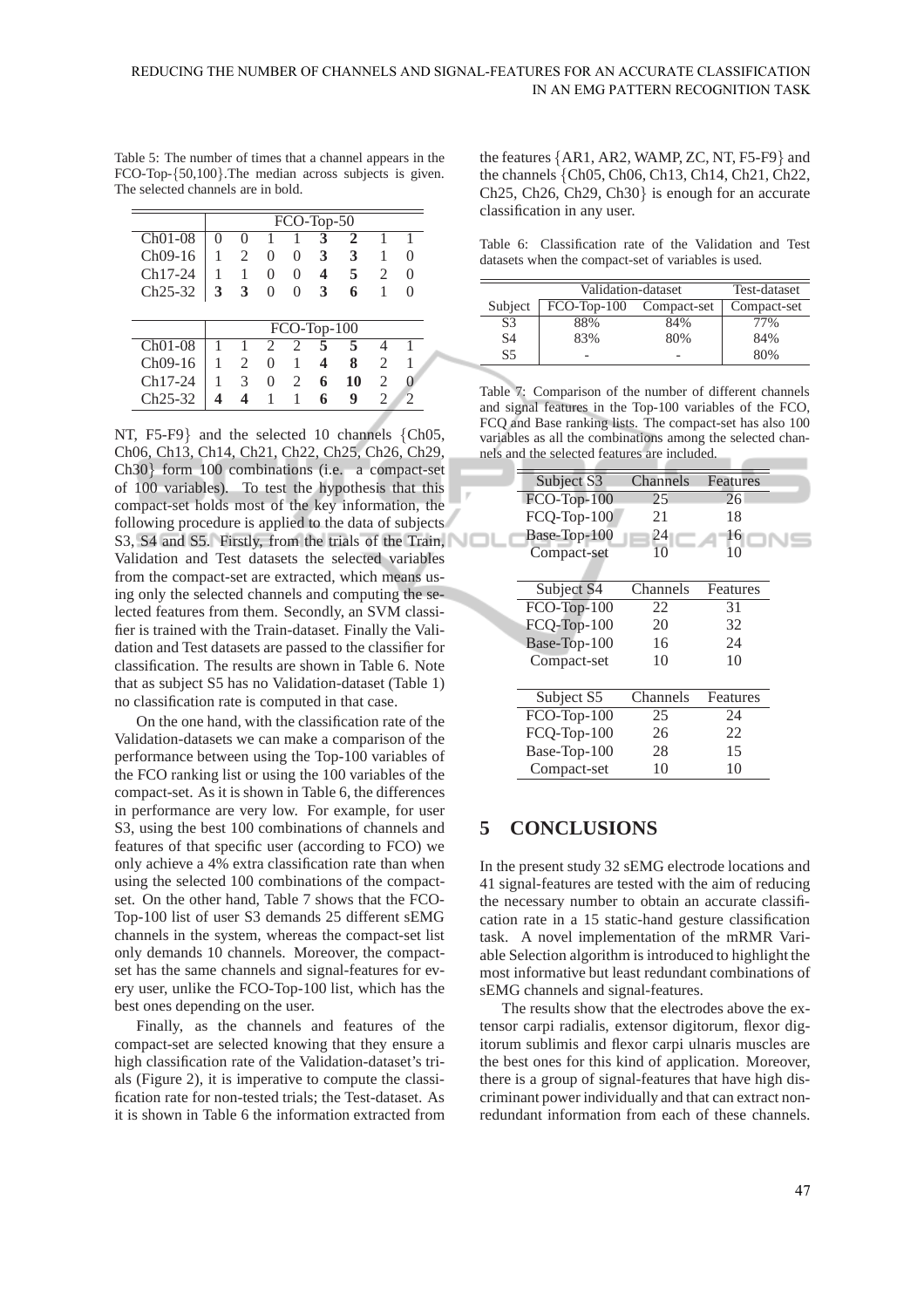Table 5: The number of times that a channel appears in the FCO-Top-{50,100}.The median across subjects is given. The selected channels are in bold.

| | FCO-Top-50 | | | | | | | |
|---|---|---|---|---|---|---|---|---|
| Ch01-08 | 0 | 0 | 1 | 1 | **3** | **2** | 1 | 1 |
| Ch09-16 | 1 | 2 | 0 | 0 | **3** | **3** | 1 | 0 |
| Ch17-24 | 1 | 1 | 0 | 0 | **4** | **5** | 2 | 0 |
| Ch25-32 | **3** | **3** | 0 | 0 | **3** | **6** | 1 | 0 |

| | FCO-Top-100 | | | | | | | |
|---|---|---|---|---|---|---|---|---|
| Ch01-08 | 1 | 1 | 2 | 2 | **5** | **5** | 4 | 1 |
| Ch09-16 | 1 | 2 | 0 | 1 | **4** | **8** | 2 | 1 |
| Ch17-24 | 1 | 3 | 0 | 2 | **6** | **10** | 2 | 0 |
| Ch25-32 | **4** | **4** | 1 | 1 | **6** | **9** | 2 | 2 |

NT, F5-F9} and the selected 10 channels {Ch05, Ch06, Ch13, Ch14, Ch21, Ch22, Ch25, Ch26, Ch29, Ch30} form 100 combinations (i.e. a compact-set of 100 variables). To test the hypothesis that this compact-set holds most of the key information, the following procedure is applied to the data of subjects S3, S4 and S5. Firstly, from the trials of the Train, Validation and Test datasets the selected variables from the compact-set are extracted, which means using only the selected channels and computing the selected features from them. Secondly, an SVM classifier is trained with the Train-dataset. Finally the Validation and Test datasets are passed to the classifier for classification. The results are shown in Table 6. Note that as subject S5 has no Validation-dataset (Table 1) no classification rate is computed in that case.

On the one hand, with the classification rate of the Validation-datasets we can make a comparison of the performance between using the Top-100 variables of the FCO ranking list or using the 100 variables of the compact-set. As it is shown in Table 6, the differences in performance are very low. For example, for user S3, using the best 100 combinations of channels and features of that specific user (according to FCO) we only achieve a 4% extra classification rate than when using the selected 100 combinations of the compact-set. On the other hand, Table 7 shows that the FCO-Top-100 list of user S3 demands 25 different sEMG channels in the system, whereas the compact-set list only demands 10 channels. Moreover, the compact-set has the same channels and signal-features for every user, unlike the FCO-Top-100 list, which has the best ones depending on the user.

Finally, as the channels and features of the compact-set are selected knowing that they ensure a high classification rate of the Validation-dataset's trials (Figure 2), it is imperative to compute the classification rate for non-tested trials; the Test-dataset. As it is shown in Table 6 the information extracted from the features {AR1, AR2, WAMP, ZC, NT, F5-F9} and the channels {Ch05, Ch06, Ch13, Ch14, Ch21, Ch22, Ch25, Ch26, Ch29, Ch30} is enough for an accurate classification in any user.

Table 6: Classification rate of the Validation and Test datasets when the compact-set of variables is used.

| | Validation-dataset | | Test-dataset |
|---|---|---|---|
| Subject | FCO-Top-100 | Compact-set | Compact-set |
| S3 | 88% | 84% | 77% |
| S4 | 83% | 80% | 84% |
| S5 | - | - | 80% |

Table 7: Comparison of the number of different channels and signal features in the Top-100 variables of the FCO, FCQ and Base ranking lists. The compact-set has also 100 variables as all the combinations among the selected channels and the selected features are included.

| Subject S3 | Channels | Features |
|---|---|---|
| FCO-Top-100 | 25 | 26 |
| FCQ-Top-100 | 21 | 18 |
| Base-Top-100 | 24 | 16 |
| Compact-set | 10 | 10 |

| Subject S4 | Channels | Features |
|---|---|---|
| FCO-Top-100 | 22 | 31 |
| FCQ-Top-100 | 20 | 32 |
| Base-Top-100 | 16 | 24 |
| Compact-set | 10 | 10 |

| Subject S5 | Channels | Features |
|---|---|---|
| FCO-Top-100 | 25 | 24 |
| FCQ-Top-100 | 26 | 22 |
| Base-Top-100 | 28 | 15 |
| Compact-set | 10 | 10 |

## 5 CONCLUSIONS

In the present study 32 sEMG electrode locations and 41 signal-features are tested with the aim of reducing the necessary number to obtain an accurate classification rate in a 15 static-hand gesture classification task. A novel implementation of the mRMR Variable Selection algorithm is introduced to highlight the most informative but least redundant combinations of sEMG channels and signal-features.

The results show that the electrodes above the extensor carpi radialis, extensor digitorum, flexor digitorum sublimis and flexor carpi ulnaris muscles are the best ones for this kind of application. Moreover, there is a group of signal-features that have high discriminant power individually and that can extract non-redundant information from each of these channels.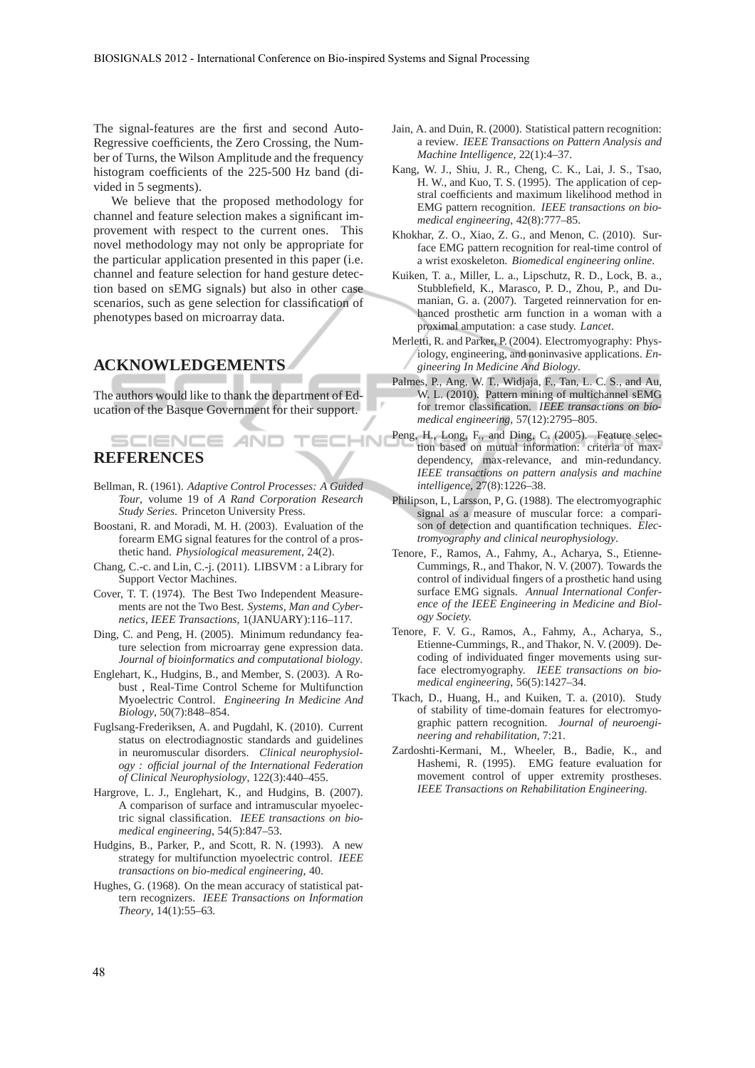The signal-features are the first and second Auto-Regressive coefficients, the Zero Crossing, the Number of Turns, the Wilson Amplitude and the frequency histogram coefficients of the 225-500 Hz band (divided in 5 segments).

We believe that the proposed methodology for channel and feature selection makes a significant improvement with respect to the current ones. This novel methodology may not only be appropriate for the particular application presented in this paper (i.e. channel and feature selection for hand gesture detection based on sEMG signals) but also in other case scenarios, such as gene selection for classification of phenotypes based on microarray data.

## ACKNOWLEDGEMENTS

The authors would like to thank the department of Education of the Basque Government for their support.

## REFERENCES

Bellman, R. (1961). *Adaptive Control Processes: A Guided Tour*, volume 19 of *A Rand Corporation Research Study Series*. Princeton University Press.

Boostani, R. and Moradi, M. H. (2003). Evaluation of the forearm EMG signal features for the control of a prosthetic hand. *Physiological measurement*, 24(2).

Chang, C.-c. and Lin, C.-j. (2011). LIBSVM : a Library for Support Vector Machines.

Cover, T. T. (1974). The Best Two Independent Measurements are not the Two Best. *Systems, Man and Cybernetics, IEEE Transactions*, 1(JANUARY):116–117.

Ding, C. and Peng, H. (2005). Minimum redundancy feature selection from microarray gene expression data. *Journal of bioinformatics and computational biology*.

Englehart, K., Hudgins, B., and Member, S. (2003). A Robust , Real-Time Control Scheme for Multifunction Myoelectric Control. *Engineering In Medicine And Biology*, 50(7):848–854.

Fuglsang-Frederiksen, A. and Pugdahl, K. (2010). Current status on electrodiagnostic standards and guidelines in neuromuscular disorders. *Clinical neurophysiology : official journal of the International Federation of Clinical Neurophysiology*, 122(3):440–455.

Hargrove, L. J., Englehart, K., and Hudgins, B. (2007). A comparison of surface and intramuscular myoelectric signal classification. *IEEE transactions on biomedical engineering*, 54(5):847–53.

Hudgins, B., Parker, P., and Scott, R. N. (1993). A new strategy for multifunction myoelectric control. *IEEE transactions on bio-medical engineering*, 40.

Hughes, G. (1968). On the mean accuracy of statistical pattern recognizers. *IEEE Transactions on Information Theory*, 14(1):55–63.

Jain, A. and Duin, R. (2000). Statistical pattern recognition: a review. *IEEE Transactions on Pattern Analysis and Machine Intelligence*, 22(1):4–37.

Kang, W. J., Shiu, J. R., Cheng, C. K., Lai, J. S., Tsao, H. W., and Kuo, T. S. (1995). The application of cepstral coefficients and maximum likelihood method in EMG pattern recognition. *IEEE transactions on biomedical engineering*, 42(8):777–85.

Khokhar, Z. O., Xiao, Z. G., and Menon, C. (2010). Surface EMG pattern recognition for real-time control of a wrist exoskeleton. *Biomedical engineering online*.

Kuiken, T. a., Miller, L. a., Lipschutz, R. D., Lock, B. a., Stubblefield, K., Marasco, P. D., Zhou, P., and Dumanian, G. a. (2007). Targeted reinnervation for enhanced prosthetic arm function in a woman with a proximal amputation: a case study. *Lancet*.

Merletti, R. and Parker, P. (2004). Electromyography: Physiology, engineering, and noninvasive applications. *Engineering In Medicine And Biology*.

Palmes, P., Ang, W. T., Widjaja, F., Tan, L. C. S., and Au, W. L. (2010). Pattern mining of multichannel sEMG for tremor classification. *IEEE transactions on biomedical engineering*, 57(12):2795–805.

Peng, H., Long, F., and Ding, C. (2005). Feature selection based on mutual information: criteria of max-dependency, max-relevance, and min-redundancy. *IEEE transactions on pattern analysis and machine intelligence*, 27(8):1226–38.

Philipson, L, Larsson, P, G. (1988). The electromyographic signal as a measure of muscular force: a comparison of detection and quantification techniques. *Electromyography and clinical neurophysiology*.

Tenore, F., Ramos, A., Fahmy, A., Acharya, S., Etienne-Cummings, R., and Thakor, N. V. (2007). Towards the control of individual fingers of a prosthetic hand using surface EMG signals. *Annual International Conference of the IEEE Engineering in Medicine and Biology Society.*

Tenore, F. V. G., Ramos, A., Fahmy, A., Acharya, S., Etienne-Cummings, R., and Thakor, N. V. (2009). Decoding of individuated finger movements using surface electromyography. *IEEE transactions on biomedical engineering*, 56(5):1427–34.

Tkach, D., Huang, H., and Kuiken, T. a. (2010). Study of stability of time-domain features for electromyographic pattern recognition. *Journal of neuroengineering and rehabilitation*, 7:21.

Zardoshti-Kermani, M., Wheeler, B., Badie, K., and Hashemi, R. (1995). EMG feature evaluation for movement control of upper extremity prostheses. *IEEE Transactions on Rehabilitation Engineering*.